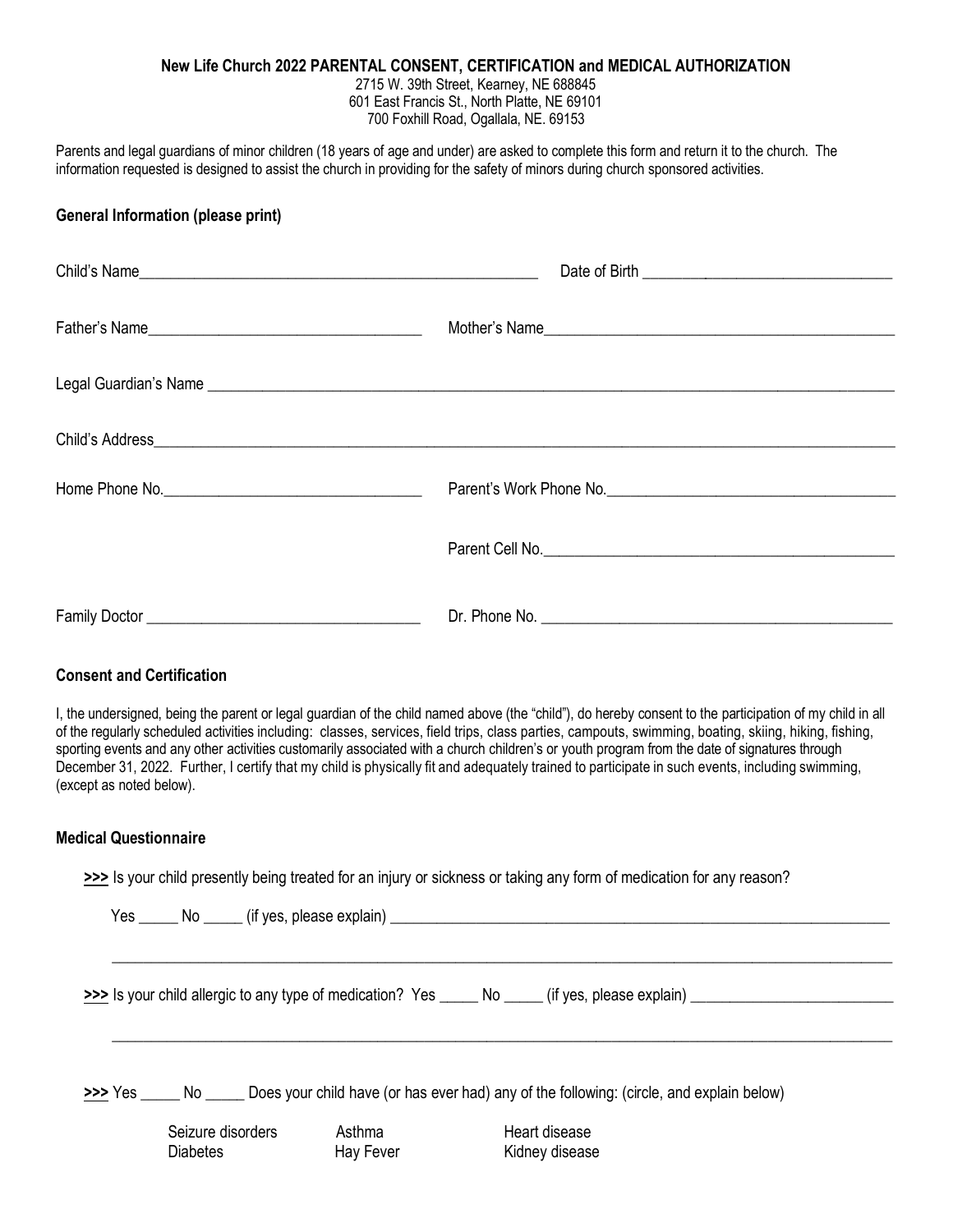**New Life Church 2022 PARENTAL CONSENT, CERTIFICATION and MEDICAL AUTHORIZATION**

2715 W. 39th Street, Kearney, NE 688845
601 East Francis St., North Platte, NE 69101
700 Foxhill Road, Ogallala, NE. 69153

Parents and legal guardians of minor children (18 years of age and under) are asked to complete this form and return it to the church. The information requested is designed to assist the church in providing for the safety of minors during church sponsored activities.

## General Information (please print)

Child's Name______________________________________________________ Date of Birth ________________________________

Father's Name___________________________________ Mother's Name____________________________________________

Legal Guardian's Name ___________________________________________________________________________________

Child's Address_________________________________________________________________________________________

Home Phone No.________________________________ Parent's Work Phone No.____________________________________

Parent Cell No.____________________________________________

Family Doctor __________________________________ Dr. Phone No. ____________________________________________

## Consent and Certification

I, the undersigned, being the parent or legal guardian of the child named above (the "child"), do hereby consent to the participation of my child in all of the regularly scheduled activities including: classes, services, field trips, class parties, campouts, swimming, boating, skiing, hiking, fishing, sporting events and any other activities customarily associated with a church children's or youth program from the date of signatures through December 31, 2022. Further, I certify that my child is physically fit and adequately trained to participate in such events, including swimming, (except as noted below).

## Medical Questionnaire

**>>>** Is your child presently being treated for an injury or sickness or taking any form of medication for any reason?

Yes _____ No _____ (if yes, please explain) ____________________________________________________________________

_____________________________________________________________________________________________________

**>>>** Is your child allergic to any type of medication? Yes _____ No _____ (if yes, please explain) _________________________

_____________________________________________________________________________________________________

**>>>** Yes _____ No _____ Does your child have (or has ever had) any of the following: (circle, and explain below)

Seizure disorders Asthma Heart disease
Diabetes Hay Fever Kidney disease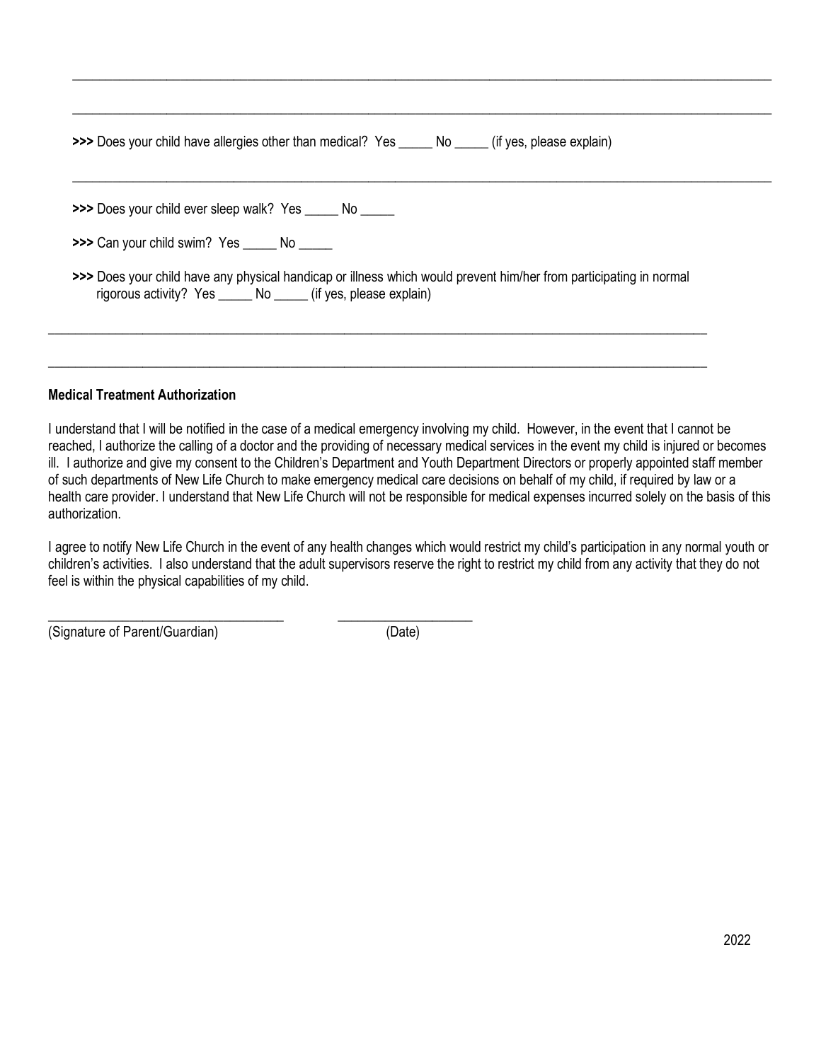______________________________________________________________________________________________

______________________________________________________________________________________________

**>>>** Does your child have allergies other than medical? Yes _____ No _____ (if yes, please explain)

______________________________________________________________________________________________

**>>>** Does your child ever sleep walk? Yes _____ No _____

**>>>** Can your child swim? Yes _____ No _____

**>>>** Does your child have any physical handicap or illness which would prevent him/her from participating in normal rigorous activity? Yes _____ No _____ (if yes, please explain)

______________________________________________________________________________________________

______________________________________________________________________________________________

**Medical Treatment Authorization**

I understand that I will be notified in the case of a medical emergency involving my child. However, in the event that I cannot be reached, I authorize the calling of a doctor and the providing of necessary medical services in the event my child is injured or becomes ill. I authorize and give my consent to the Children's Department and Youth Department Directors or properly appointed staff member of such departments of New Life Church to make emergency medical care decisions on behalf of my child, if required by law or a health care provider. I understand that New Life Church will not be responsible for medical expenses incurred solely on the basis of this authorization.

I agree to notify New Life Church in the event of any health changes which would restrict my child's participation in any normal youth or children's activities. I also understand that the adult supervisors reserve the right to restrict my child from any activity that they do not feel is within the physical capabilities of my child.

___________________________________ ____________________

(Signature of Parent/Guardian) (Date)

2022